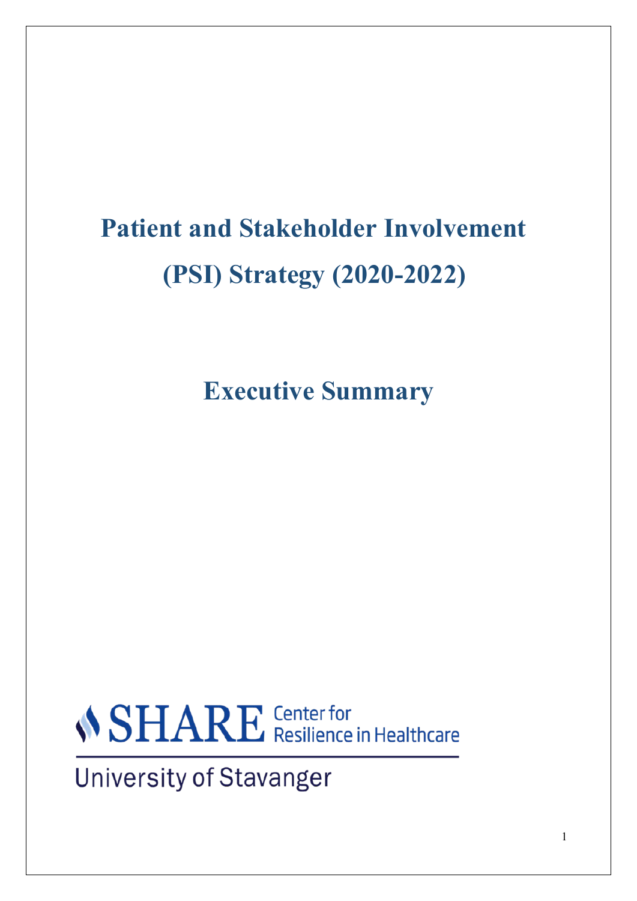# Patient and Stakeholder Involvement (PSI) Strategy (2020-2022)

## Executive Summary

SHARE Center for Resilience in Healthcare

University of Stavanger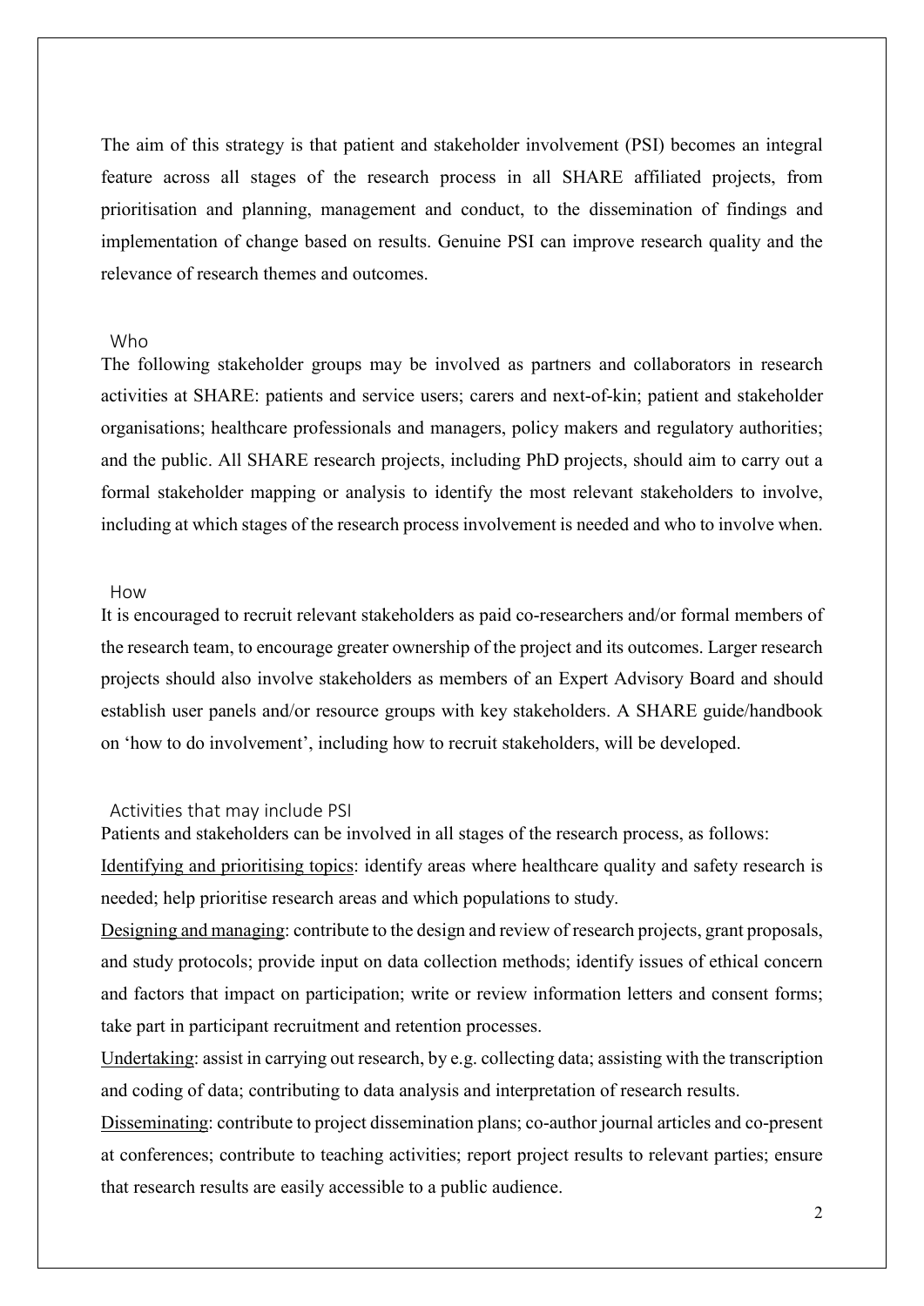The aim of this strategy is that patient and stakeholder involvement (PSI) becomes an integral feature across all stages of the research process in all SHARE affiliated projects, from prioritisation and planning, management and conduct, to the dissemination of findings and implementation of change based on results. Genuine PSI can improve research quality and the relevance of research themes and outcomes.

## Who

The following stakeholder groups may be involved as partners and collaborators in research activities at SHARE: patients and service users; carers and next-of-kin; patient and stakeholder organisations; healthcare professionals and managers, policy makers and regulatory authorities; and the public. All SHARE research projects, including PhD projects, should aim to carry out a formal stakeholder mapping or analysis to identify the most relevant stakeholders to involve, including at which stages of the research process involvement is needed and who to involve when.

## How

It is encouraged to recruit relevant stakeholders as paid co-researchers and/or formal members of the research team, to encourage greater ownership of the project and its outcomes. Larger research projects should also involve stakeholders as members of an Expert Advisory Board and should establish user panels and/or resource groups with key stakeholders. A SHARE guide/handbook on 'how to do involvement', including how to recruit stakeholders, will be developed.

## Activities that may include PSI

Patients and stakeholders can be involved in all stages of the research process, as follows:

<u>Identifying and prioritising topics</u>: identify areas where healthcare quality and safety research is needed; help prioritise research areas and which populations to study.

<u>Designing and managing</u>: contribute to the design and review of research projects, grant proposals, and study protocols; provide input on data collection methods; identify issues of ethical concern and factors that impact on participation; write or review information letters and consent forms; take part in participant recruitment and retention processes.

<u>Undertaking</u>: assist in carrying out research, by e.g. collecting data; assisting with the transcription and coding of data; contributing to data analysis and interpretation of research results.

<u>Disseminating</u>: contribute to project dissemination plans; co-author journal articles and co-present at conferences; contribute to teaching activities; report project results to relevant parties; ensure that research results are easily accessible to a public audience.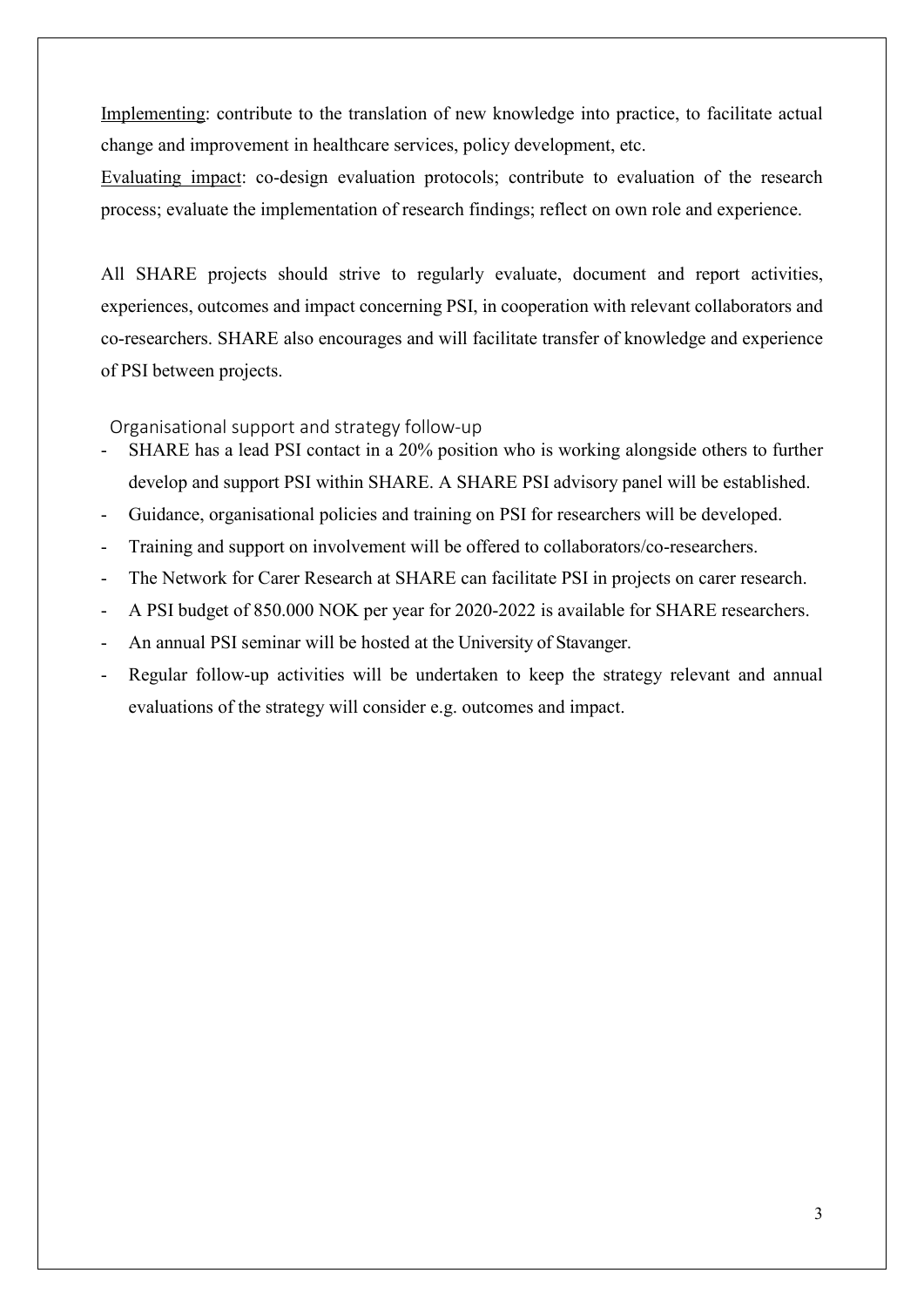Implementing: contribute to the translation of new knowledge into practice, to facilitate actual change and improvement in healthcare services, policy development, etc.

Evaluating impact: co-design evaluation protocols; contribute to evaluation of the research process; evaluate the implementation of research findings; reflect on own role and experience.

All SHARE projects should strive to regularly evaluate, document and report activities, experiences, outcomes and impact concerning PSI, in cooperation with relevant collaborators and co-researchers. SHARE also encourages and will facilitate transfer of knowledge and experience of PSI between projects.

### Organisational support and strategy follow-up

- SHARE has a lead PSI contact in a 20% position who is working alongside others to further develop and support PSI within SHARE. A SHARE PSI advisory panel will be established.
- Guidance, organisational policies and training on PSI for researchers will be developed.
- Training and support on involvement will be offered to collaborators/co-researchers.
- The Network for Carer Research at SHARE can facilitate PSI in projects on carer research.
- A PSI budget of 850.000 NOK per year for 2020-2022 is available for SHARE researchers.
- An annual PSI seminar will be hosted at the University of Stavanger.
- Regular follow-up activities will be undertaken to keep the strategy relevant and annual evaluations of the strategy will consider e.g. outcomes and impact.